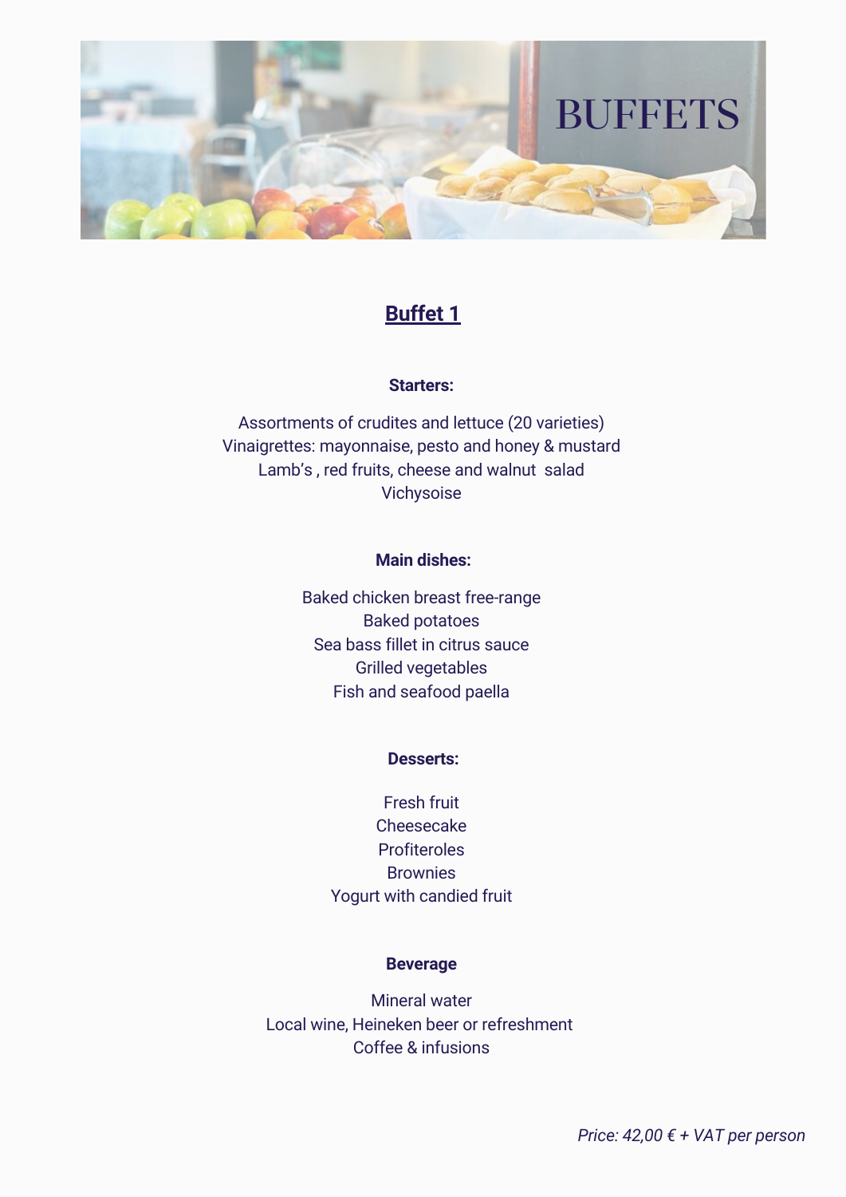# BUFFETS

## Buffet 1

**Starters:**

Assortments of crudites and lettuce (20 varieties)
Vinaigrettes: mayonnaise, pesto and honey & mustard
Lamb's , red fruits, cheese and walnut salad
Vichysoise

**Main dishes:**

Baked chicken breast free-range
Baked potatoes
Sea bass fillet in citrus sauce
Grilled vegetables
Fish and seafood paella

**Desserts:**

Fresh fruit
Cheesecake
Profiteroles
Brownies
Yogurt with candied fruit

**Beverage**

Mineral water
Local wine, Heineken beer or refreshment
Coffee & infusions

*Price: 42,00 € + VAT per person*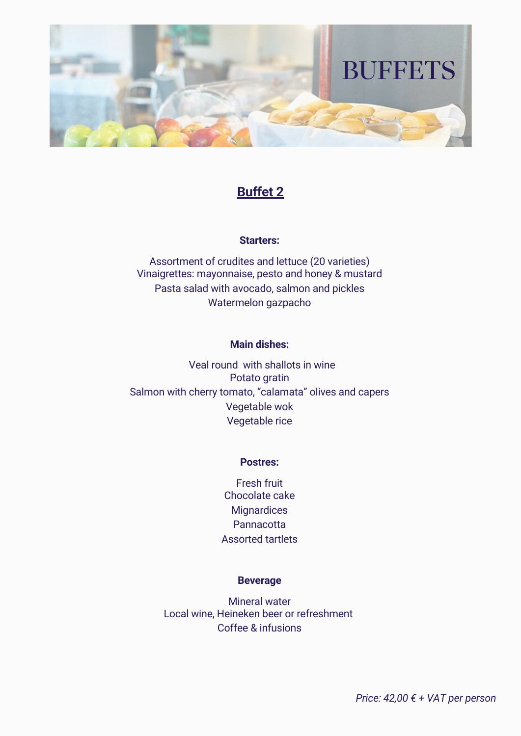# BUFFETS

## Buffet 2

**Starters:**

Assortment of crudites and lettuce (20 varieties)
Vinaigrettes: mayonnaise, pesto and honey & mustard
Pasta salad with avocado, salmon and pickles
Watermelon gazpacho

**Main dishes:**

Veal round with shallots in wine
Potato gratin
Salmon with cherry tomato, "calamata" olives and capers
Vegetable wok
Vegetable rice

**Postres:**

Fresh fruit
Chocolate cake
Mignardices
Pannacotta
Assorted tartlets

**Beverage**

Mineral water
Local wine, Heineken beer or refreshment
Coffee & infusions

*Price: 42,00 € + VAT per person*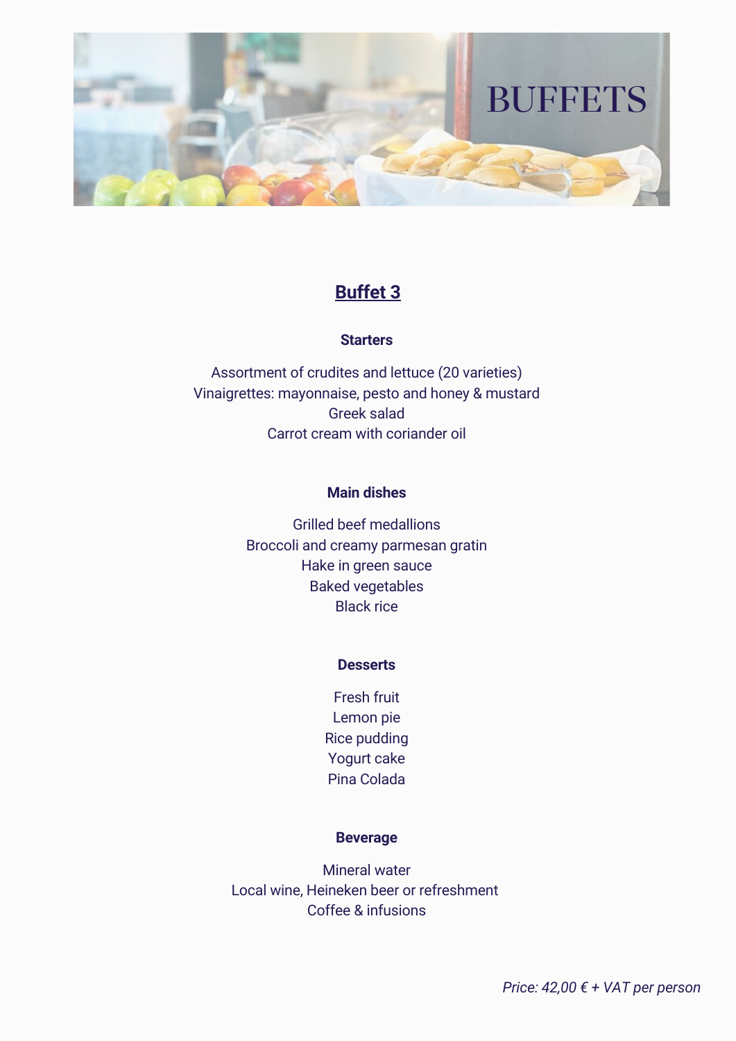# BUFFETS

## Buffet 3

### Starters

Assortment of crudites and lettuce (20 varieties)
Vinaigrettes: mayonnaise, pesto and honey & mustard
Greek salad
Carrot cream with coriander oil

### Main dishes

Grilled beef medallions
Broccoli and creamy parmesan gratin
Hake in green sauce
Baked vegetables
Black rice

### Desserts

Fresh fruit
Lemon pie
Rice pudding
Yogurt cake
Pina Colada

### Beverage

Mineral water
Local wine, Heineken beer or refreshment
Coffee & infusions

*Price: 42,00 € + VAT per person*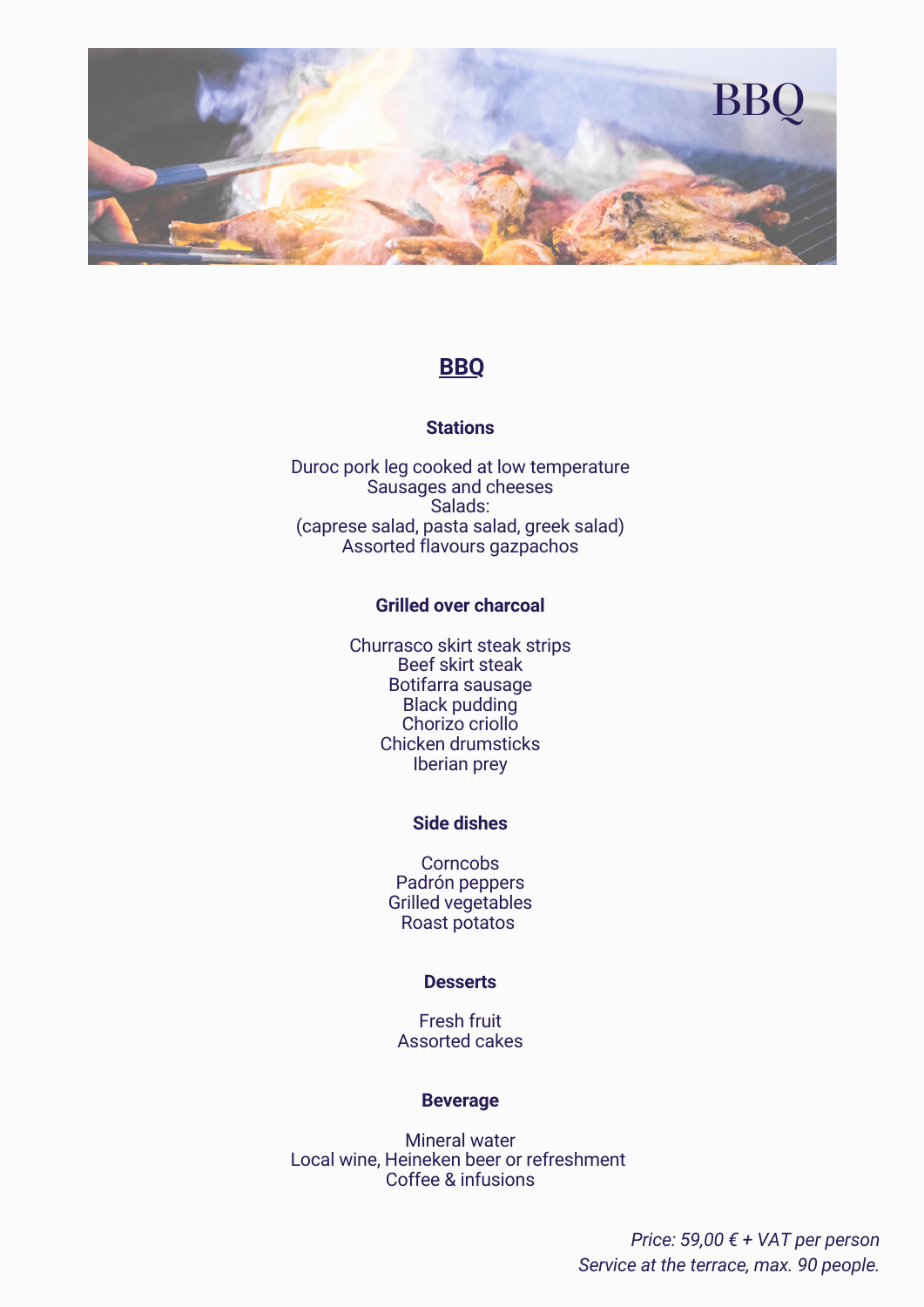# BBQ

### Stations

Duroc pork leg cooked at low temperature
Sausages and cheeses
Salads:
(caprese salad, pasta salad, greek salad)
Assorted flavours gazpachos

### Grilled over charcoal

Churrasco skirt steak strips
Beef skirt steak
Botifarra sausage
Black pudding
Chorizo criollo
Chicken drumsticks
Iberian prey

### Side dishes

Corncobs
Padrón peppers
Grilled vegetables
Roast potatos

### Desserts

Fresh fruit
Assorted cakes

### Beverage

Mineral water
Local wine, Heineken beer or refreshment
Coffee & infusions

*Price: 59,00 € + VAT per person*
*Service at the terrace, max. 90 people.*